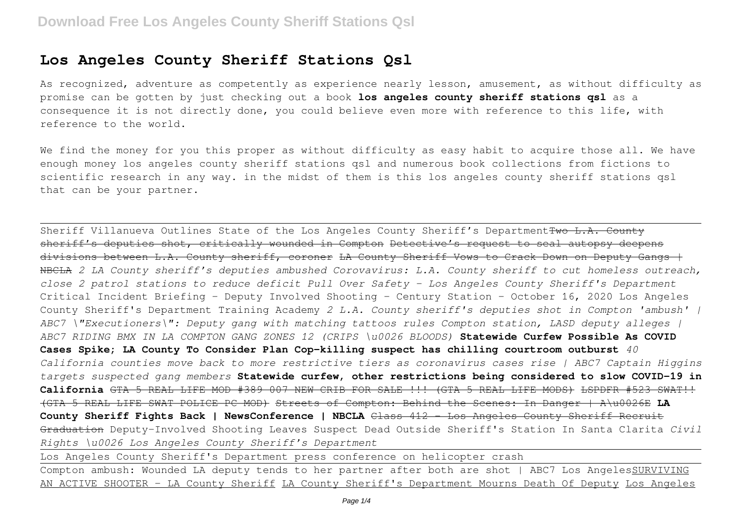# Los Angeles County Sheriff Stations Qsl

As recognized, adventure as competently as experience nearly lesson, amusement, as without difficulty as promise can be gotten by just checking out a book **los angeles county sheriff stations qsl** as a consequence it is not directly done, you could believe even more with reference to this life, with reference to the world.

We find the money for you this proper as without difficulty as easy habit to acquire those all. We have enough money los angeles county sheriff stations qsl and numerous book collections from fictions to scientific research in any way. in the midst of them is this los angeles county sheriff stations qsl that can be your partner.

Sheriff Villanueva Outlines State of the Los Angeles County Sheriff's Department ~~Two L.A. County sheriff's deputies shot, critically wounded in Compton~~ ~~Detective's request to seal autopsy deepens divisions between L.A. County sheriff, coroner~~ ~~LA County Sheriff Vows to Crack Down on Deputy Gangs | NBCLA~~ *2 LA County sheriff's deputies ambushed* *Corovavirus: L.A. County sheriff to cut homeless outreach, close 2 patrol stations to reduce deficit* *Pull Over Safety - Los Angeles County Sheriff's Department* Critical Incident Briefing - Deputy Involved Shooting - Century Station - October 16, 2020 Los Angeles County Sheriff's Department Training Academy *2 L.A. County sheriff's deputies shot in Compton 'ambush' | ABC7* *"Executioners": Deputy gang with matching tattoos rules Compton station, LASD deputy alleges | ABC7* *RIDING BMX IN LA COMPTON GANG ZONES 12 (CRIPS \u0026 BLOODS)* **Statewide Curfew Possible As COVID Cases Spike; LA County To Consider Plan** **Cop-killing suspect has chilling courtroom outburst** *40 California counties move back to more restrictive tiers as coronavirus cases rise | ABC7* *Captain Higgins targets suspected gang members* **Statewide curfew, other restrictions being considered to slow COVID-19 in California** ~~GTA 5 REAL LIFE MOD #389 007 NEW CRIB FOR SALE !!! (GTA 5 REAL LIFE MODS)~~ ~~LSPDFR #523 SWAT!! (GTA 5 REAL LIFE SWAT POLICE PC MOD)~~ ~~Streets of Compton: Behind the Scenes: In Danger | A\u0026E~~ **LA County Sheriff Fights Back | NewsConference | NBCLA** ~~Class 412 - Los Angeles County Sheriff Recruit Graduation~~ Deputy-Involved Shooting Leaves Suspect Dead Outside Sheriff's Station In Santa Clarita *Civil Rights \u0026 Los Angeles County Sheriff's Department*

Los Angeles County Sheriff's Department press conference on helicopter crash

Compton ambush: Wounded LA deputy tends to her partner after both are shot | ABC7 Los Angeles SURVIVING AN ACTIVE SHOOTER - LA County Sheriff LA County Sheriff's Department Mourns Death Of Deputy Los Angeles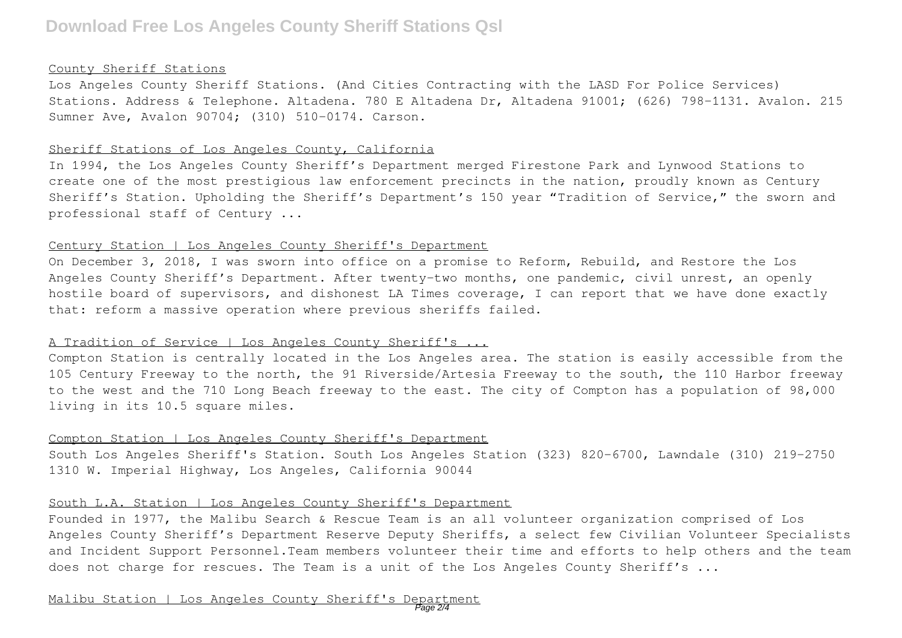### County Sheriff Stations

Los Angeles County Sheriff Stations. (And Cities Contracting with the LASD For Police Services) Stations. Address & Telephone. Altadena. 780 E Altadena Dr, Altadena 91001; (626) 798-1131. Avalon. 215 Sumner Ave, Avalon 90704; (310) 510-0174. Carson.

### Sheriff Stations of Los Angeles County, California

In 1994, the Los Angeles County Sheriff's Department merged Firestone Park and Lynwood Stations to create one of the most prestigious law enforcement precincts in the nation, proudly known as Century Sheriff's Station. Upholding the Sheriff's Department's 150 year "Tradition of Service," the sworn and professional staff of Century ...

### Century Station | Los Angeles County Sheriff's Department

On December 3, 2018, I was sworn into office on a promise to Reform, Rebuild, and Restore the Los Angeles County Sheriff's Department. After twenty-two months, one pandemic, civil unrest, an openly hostile board of supervisors, and dishonest LA Times coverage, I can report that we have done exactly that: reform a massive operation where previous sheriffs failed.

### A Tradition of Service | Los Angeles County Sheriff's ...

Compton Station is centrally located in the Los Angeles area. The station is easily accessible from the 105 Century Freeway to the north, the 91 Riverside/Artesia Freeway to the south, the 110 Harbor freeway to the west and the 710 Long Beach freeway to the east. The city of Compton has a population of 98,000 living in its 10.5 square miles.

### Compton Station | Los Angeles County Sheriff's Department

South Los Angeles Sheriff's Station. South Los Angeles Station (323) 820-6700, Lawndale (310) 219-2750 1310 W. Imperial Highway, Los Angeles, California 90044

### South L.A. Station | Los Angeles County Sheriff's Department

Founded in 1977, the Malibu Search & Rescue Team is an all volunteer organization comprised of Los Angeles County Sheriff's Department Reserve Deputy Sheriffs, a select few Civilian Volunteer Specialists and Incident Support Personnel.Team members volunteer their time and efforts to help others and the team does not charge for rescues. The Team is a unit of the Los Angeles County Sheriff's ...

### Malibu Station | Los Angeles County Sheriff's Department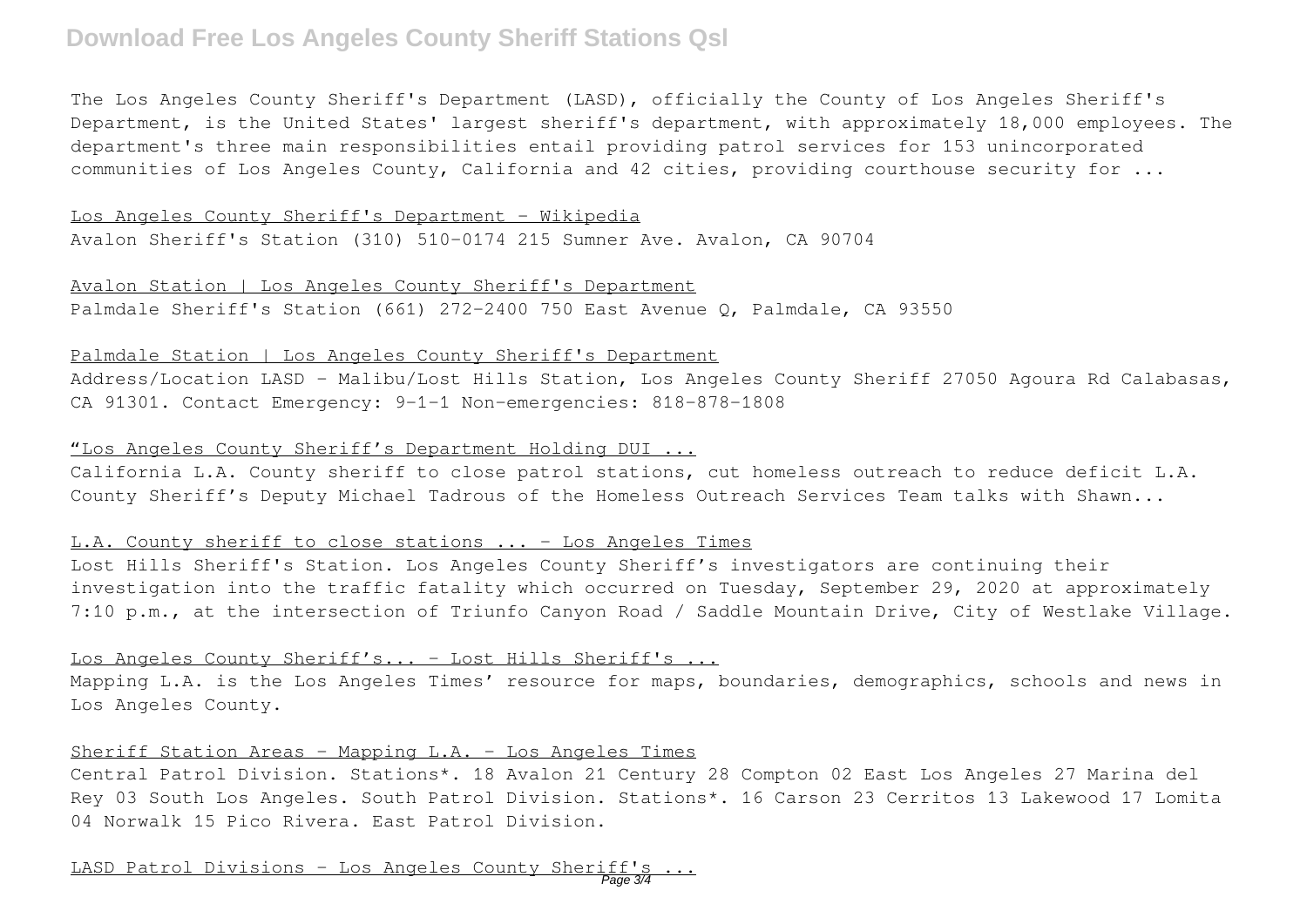The Los Angeles County Sheriff's Department (LASD), officially the County of Los Angeles Sheriff's Department, is the United States' largest sheriff's department, with approximately 18,000 employees. The department's three main responsibilities entail providing patrol services for 153 unincorporated communities of Los Angeles County, California and 42 cities, providing courthouse security for ...

Los Angeles County Sheriff's Department - Wikipedia

Avalon Sheriff's Station (310) 510-0174 215 Sumner Ave. Avalon, CA 90704

Avalon Station | Los Angeles County Sheriff's Department

Palmdale Sheriff's Station (661) 272-2400 750 East Avenue Q, Palmdale, CA 93550

Palmdale Station | Los Angeles County Sheriff's Department

Address/Location LASD - Malibu/Lost Hills Station, Los Angeles County Sheriff 27050 Agoura Rd Calabasas, CA 91301. Contact Emergency: 9-1-1 Non-emergencies: 818-878-1808

"Los Angeles County Sheriff's Department Holding DUI ...

California L.A. County sheriff to close patrol stations, cut homeless outreach to reduce deficit L.A. County Sheriff's Deputy Michael Tadrous of the Homeless Outreach Services Team talks with Shawn...

L.A. County sheriff to close stations ... - Los Angeles Times

Lost Hills Sheriff's Station. Los Angeles County Sheriff's investigators are continuing their investigation into the traffic fatality which occurred on Tuesday, September 29, 2020 at approximately 7:10 p.m., at the intersection of Triunfo Canyon Road / Saddle Mountain Drive, City of Westlake Village.

Los Angeles County Sheriff's... - Lost Hills Sheriff's ...

Mapping L.A. is the Los Angeles Times' resource for maps, boundaries, demographics, schools and news in Los Angeles County.

Sheriff Station Areas - Mapping L.A. - Los Angeles Times

Central Patrol Division. Stations*. 18 Avalon 21 Century 28 Compton 02 East Los Angeles 27 Marina del Rey 03 South Los Angeles. South Patrol Division. Stations*. 16 Carson 23 Cerritos 13 Lakewood 17 Lomita 04 Norwalk 15 Pico Rivera. East Patrol Division.

LASD Patrol Divisions - Los Angeles County Sheriff's ...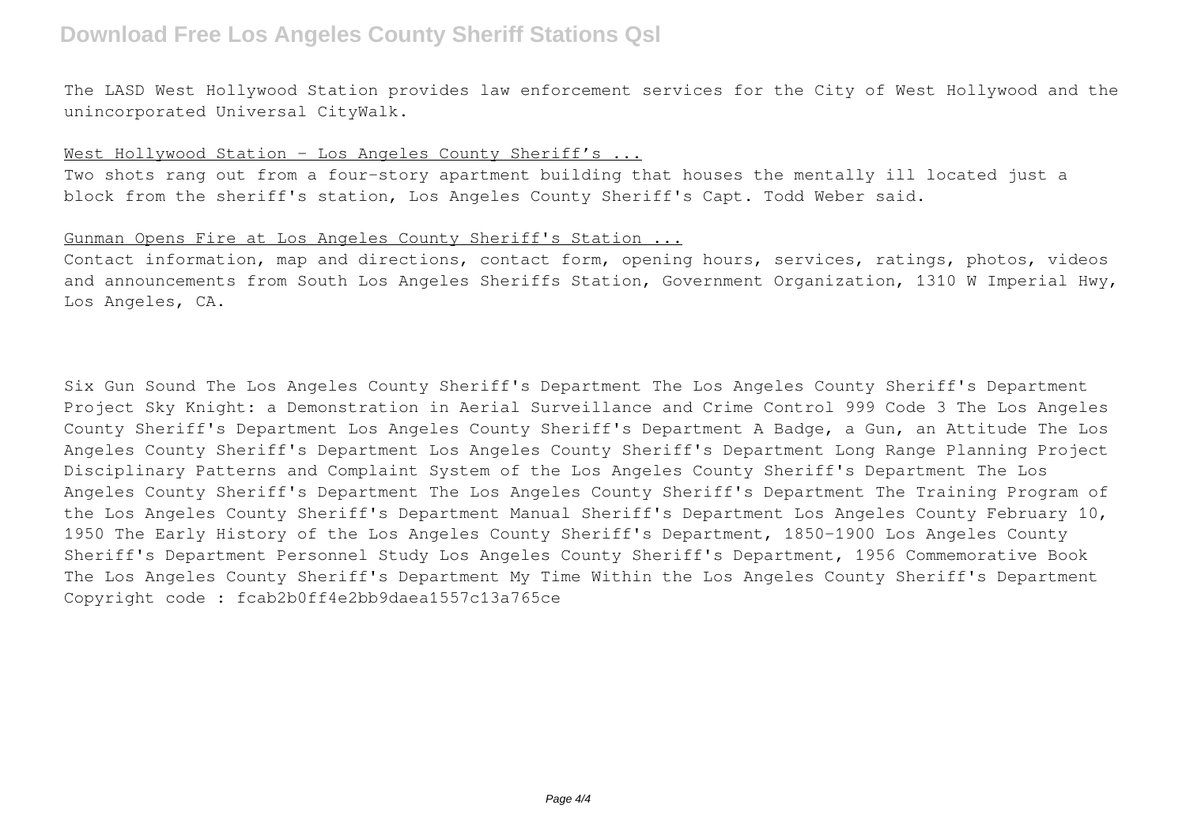The LASD West Hollywood Station provides law enforcement services for the City of West Hollywood and the unincorporated Universal CityWalk.

West Hollywood Station - Los Angeles County Sheriff's ...

Two shots rang out from a four-story apartment building that houses the mentally ill located just a block from the sheriff's station, Los Angeles County Sheriff's Capt. Todd Weber said.

Gunman Opens Fire at Los Angeles County Sheriff's Station ...

Contact information, map and directions, contact form, opening hours, services, ratings, photos, videos and announcements from South Los Angeles Sheriffs Station, Government Organization, 1310 W Imperial Hwy, Los Angeles, CA.

Six Gun Sound The Los Angeles County Sheriff's Department The Los Angeles County Sheriff's Department Project Sky Knight: a Demonstration in Aerial Surveillance and Crime Control 999 Code 3 The Los Angeles County Sheriff's Department Los Angeles County Sheriff's Department A Badge, a Gun, an Attitude The Los Angeles County Sheriff's Department Los Angeles County Sheriff's Department Long Range Planning Project Disciplinary Patterns and Complaint System of the Los Angeles County Sheriff's Department The Los Angeles County Sheriff's Department The Los Angeles County Sheriff's Department The Training Program of the Los Angeles County Sheriff's Department Manual Sheriff's Department Los Angeles County February 10, 1950 The Early History of the Los Angeles County Sheriff's Department, 1850-1900 Los Angeles County Sheriff's Department Personnel Study Los Angeles County Sheriff's Department, 1956 Commemorative Book The Los Angeles County Sheriff's Department My Time Within the Los Angeles County Sheriff's Department

Copyright code : fcab2b0ff4e2bb9daea1557c13a765ce